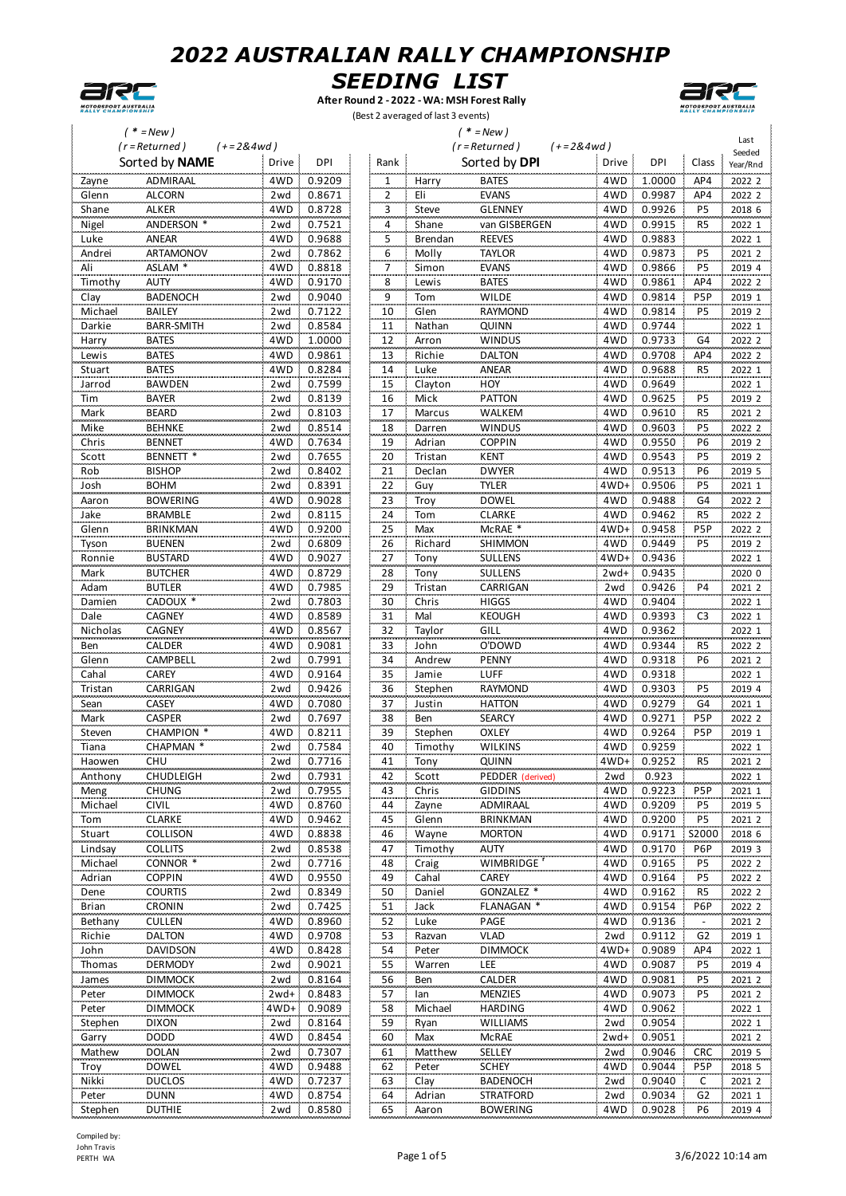# 2022 AUSTRALIAN RALLY CHAMPIONSHIP

# SEEDING LIST

**After Round 2 - 2022 - WA: MSH Forest Rally**

(Best 2 averaged of last 3 events)

( * = New )
( r = Returned ) ( + = 2&4wd )

**Sorted by NAME**

| First | Last | Drive | DPI |
|---|---|---|---|
| Zayne | ADMIRAAL | 4WD | 0.9209 |
| Glenn | ALCORN | 2wd | 0.8671 |
| Shane | ALKER | 4WD | 0.8728 |
| Nigel | ANDERSON * | 2wd | 0.7521 |
| Luke | ANEAR | 4WD | 0.9688 |
| Andrei | ARTAMONOV | 2wd | 0.7862 |
| Ali | ASLAM * | 4WD | 0.8818 |
| Timothy | AUTY | 4WD | 0.9170 |
| Clay | BADENOCH | 2wd | 0.9040 |
| Michael | BAILEY | 2wd | 0.7122 |
| Darkie | BARR-SMITH | 2wd | 0.8584 |
| Harry | BATES | 4WD | 1.0000 |
| Lewis | BATES | 4WD | 0.9861 |
| Stuart | BATES | 4WD | 0.8284 |
| Jarrod | BAWDEN | 2wd | 0.7599 |
| Tim | BAYER | 2wd | 0.8139 |
| Mark | BEARD | 2wd | 0.8103 |
| Mike | BEHNKE | 2wd | 0.8514 |
| Chris | BENNET | 4WD | 0.7634 |
| Scott | BENNETT * | 2wd | 0.7655 |
| Rob | BISHOP | 2wd | 0.8402 |
| Josh | BOHM | 2wd | 0.8391 |
| Aaron | BOWERING | 4WD | 0.9028 |
| Jake | BRAMBLE | 2wd | 0.8115 |
| Glenn | BRINKMAN | 4WD | 0.9200 |
| Tyson | BUENEN | 2wd | 0.6809 |
| Ronnie | BUSTARD | 4WD | 0.9027 |
| Mark | BUTCHER | 4WD | 0.8729 |
| Adam | BUTLER | 4WD | 0.7985 |
| Damien | CADOUX * | 2wd | 0.7803 |
| Dale | CAGNEY | 4WD | 0.8589 |
| Nicholas | CAGNEY | 4WD | 0.8567 |
| Ben | CALDER | 4WD | 0.9081 |
| Glenn | CAMPBELL | 2wd | 0.7991 |
| Cahal | CAREY | 4WD | 0.9164 |
| Tristan | CARRIGAN | 2wd | 0.9426 |
| Sean | CASEY | 4WD | 0.7080 |
| Mark | CASPER | 2wd | 0.7697 |
| Steven | CHAMPION * | 4WD | 0.8211 |
| Tiana | CHAPMAN * | 2wd | 0.7584 |
| Haowen | CHU | 2wd | 0.7716 |
| Anthony | CHUDLEIGH | 2wd | 0.7931 |
| Meng | CHUNG | 2wd | 0.7955 |
| Michael | CIVIL | 4WD | 0.8760 |
| Tom | CLARKE | 4WD | 0.9462 |
| Stuart | COLLISON | 4WD | 0.8838 |
| Lindsay | COLLITS | 2wd | 0.8538 |
| Michael | CONNOR * | 2wd | 0.7716 |
| Adrian | COPPIN | 4WD | 0.9550 |
| Dene | COURTIS | 2wd | 0.8349 |
| Brian | CRONIN | 2wd | 0.7425 |
| Bethany | CULLEN | 4WD | 0.8960 |
| Richie | DALTON | 4WD | 0.9708 |
| John | DAVIDSON | 4WD | 0.8428 |
| Thomas | DERMODY | 2wd | 0.9021 |
| James | DIMMOCK | 2wd | 0.8164 |
| Peter | DIMMOCK | 2wd+ | 0.8483 |
| Peter | DIMMOCK | 4WD+ | 0.9089 |
| Stephen | DIXON | 2wd | 0.8164 |
| Garry | DODD | 4WD | 0.8454 |
| Mathew | DOLAN | 2wd | 0.7307 |
| Troy | DOWEL | 4WD | 0.9488 |
| Nikki | DUCLOS | 4WD | 0.7237 |
| Peter | DUNN | 4WD | 0.8754 |
| Stephen | DUTHIE | 2wd | 0.8580 |

( * = New )
( r = Returned ) ( + = 2&4wd )

**Sorted by DPI**

| Rank | First | Last | Drive | DPI | Class | Last Seeded Year/Rnd |
|---|---|---|---|---|---|---|
| 1 | Harry | BATES | 4WD | 1.0000 | AP4 | 2022 2 |
| 2 | Eli | EVANS | 4WD | 0.9987 | AP4 | 2022 2 |
| 3 | Steve | GLENNEY | 4WD | 0.9926 | P5 | 2018 6 |
| 4 | Shane | van GISBERGEN | 4WD | 0.9915 | R5 | 2022 1 |
| 5 | Brendan | REEVES | 4WD | 0.9883 | | 2022 1 |
| 6 | Molly | TAYLOR | 4WD | 0.9873 | P5 | 2021 2 |
| 7 | Simon | EVANS | 4WD | 0.9866 | P5 | 2019 4 |
| 8 | Lewis | BATES | 4WD | 0.9861 | AP4 | 2022 2 |
| 9 | Tom | WILDE | 4WD | 0.9814 | P5P | 2019 1 |
| 10 | Glen | RAYMOND | 4WD | 0.9814 | P5 | 2019 2 |
| 11 | Nathan | QUINN | 4WD | 0.9744 | | 2022 1 |
| 12 | Arron | WINDUS | 4WD | 0.9733 | G4 | 2022 2 |
| 13 | Richie | DALTON | 4WD | 0.9708 | AP4 | 2022 2 |
| 14 | Luke | ANEAR | 4WD | 0.9688 | R5 | 2022 1 |
| 15 | Clayton | HOY | 4WD | 0.9649 | | 2022 1 |
| 16 | Mick | PATTON | 4WD | 0.9625 | P5 | 2019 2 |
| 17 | Marcus | WALKEM | 4WD | 0.9610 | R5 | 2021 2 |
| 18 | Darren | WINDUS | 4WD | 0.9603 | P5 | 2022 2 |
| 19 | Adrian | COPPIN | 4WD | 0.9550 | P6 | 2019 2 |
| 20 | Tristan | KENT | 4WD | 0.9543 | P5 | 2019 2 |
| 21 | Declan | DWYER | 4WD | 0.9513 | P6 | 2019 5 |
| 22 | Guy | TYLER | 4WD+ | 0.9506 | P5 | 2021 1 |
| 23 | Troy | DOWEL | 4WD | 0.9488 | G4 | 2022 2 |
| 24 | Tom | CLARKE | 4WD | 0.9462 | R5 | 2022 2 |
| 25 | Max | McRAE * | 4WD+ | 0.9458 | P5P | 2022 2 |
| 26 | Richard | SHIMMON | 4WD | 0.9449 | P5 | 2019 2 |
| 27 | Tony | SULLENS | 4WD+ | 0.9436 | | 2022 1 |
| 28 | Tony | SULLENS | 2wd+ | 0.9435 | | 2020 0 |
| 29 | Tristan | CARRIGAN | 2wd | 0.9426 | P4 | 2021 2 |
| 30 | Chris | HIGGS | 4WD | 0.9404 | | 2022 1 |
| 31 | Mal | KEOUGH | 4WD | 0.9393 | C3 | 2022 1 |
| 32 | Taylor | GILL | 4WD | 0.9362 | | 2022 1 |
| 33 | John | O'DOWD | 4WD | 0.9344 | R5 | 2022 2 |
| 34 | Andrew | PENNY | 4WD | 0.9318 | P6 | 2021 2 |
| 35 | Jamie | LUFF | 4WD | 0.9318 | | 2022 1 |
| 36 | Stephen | RAYMOND | 4WD | 0.9303 | P5 | 2019 4 |
| 37 | Justin | HATTON | 4WD | 0.9279 | G4 | 2021 1 |
| 38 | Ben | SEARCY | 4WD | 0.9271 | P5P | 2022 2 |
| 39 | Stephen | OXLEY | 4WD | 0.9264 | P5P | 2019 1 |
| 40 | Timothy | WILKINS | 4WD | 0.9259 | | 2022 1 |
| 41 | Tony | QUINN | 4WD+ | 0.9252 | R5 | 2021 2 |
| 42 | Scott | PEDDER (derived) | 2wd | 0.923 | | 2022 1 |
| 43 | Chris | GIDDINS | 4WD | 0.9223 | P5P | 2021 1 |
| 44 | Zayne | ADMIRAAL | 4WD | 0.9209 | P5 | 2019 5 |
| 45 | Glenn | BRINKMAN | 4WD | 0.9200 | P5 | 2021 2 |
| 46 | Wayne | MORTON | 4WD | 0.9171 | S2000 | 2018 6 |
| 47 | Timothy | AUTY | 4WD | 0.9170 | P6P | 2019 3 |
| 48 | Craig | WIMBRIDGE r | 4WD | 0.9165 | P5 | 2022 2 |
| 49 | Cahal | CAREY | 4WD | 0.9164 | P5 | 2022 2 |
| 50 | Daniel | GONZALEZ * | 4WD | 0.9162 | R5 | 2022 2 |
| 51 | Jack | FLANAGAN * | 4WD | 0.9154 | P6P | 2022 2 |
| 52 | Luke | PAGE | 4WD | 0.9136 | - | 2021 2 |
| 53 | Razvan | VLAD | 2wd | 0.9112 | G2 | 2019 1 |
| 54 | Peter | DIMMOCK | 4WD+ | 0.9089 | AP4 | 2022 1 |
| 55 | Warren | LEE | 4WD | 0.9087 | P5 | 2019 4 |
| 56 | Ben | CALDER | 4WD | 0.9081 | P5 | 2021 2 |
| 57 | Ian | MENZIES | 4WD | 0.9073 | P5 | 2021 2 |
| 58 | Michael | HARDING | 4WD | 0.9062 | | 2022 1 |
| 59 | Ryan | WILLIAMS | 2wd | 0.9054 | | 2022 1 |
| 60 | Max | McRAE | 2wd+ | 0.9051 | | 2021 2 |
| 61 | Matthew | SELLEY | 2wd | 0.9046 | CRC | 2019 5 |
| 62 | Peter | SCHEY | 4WD | 0.9044 | P5P | 2018 5 |
| 63 | Clay | BADENOCH | 2wd | 0.9040 | C | 2021 2 |
| 64 | Adrian | STRATFORD | 2wd | 0.9034 | G2 | 2021 1 |
| 65 | Aaron | BOWERING | 4WD | 0.9028 | P6 | 2019 4 |

Compiled by:
John Travis
PERTH WA

3/6/2022 10:14 am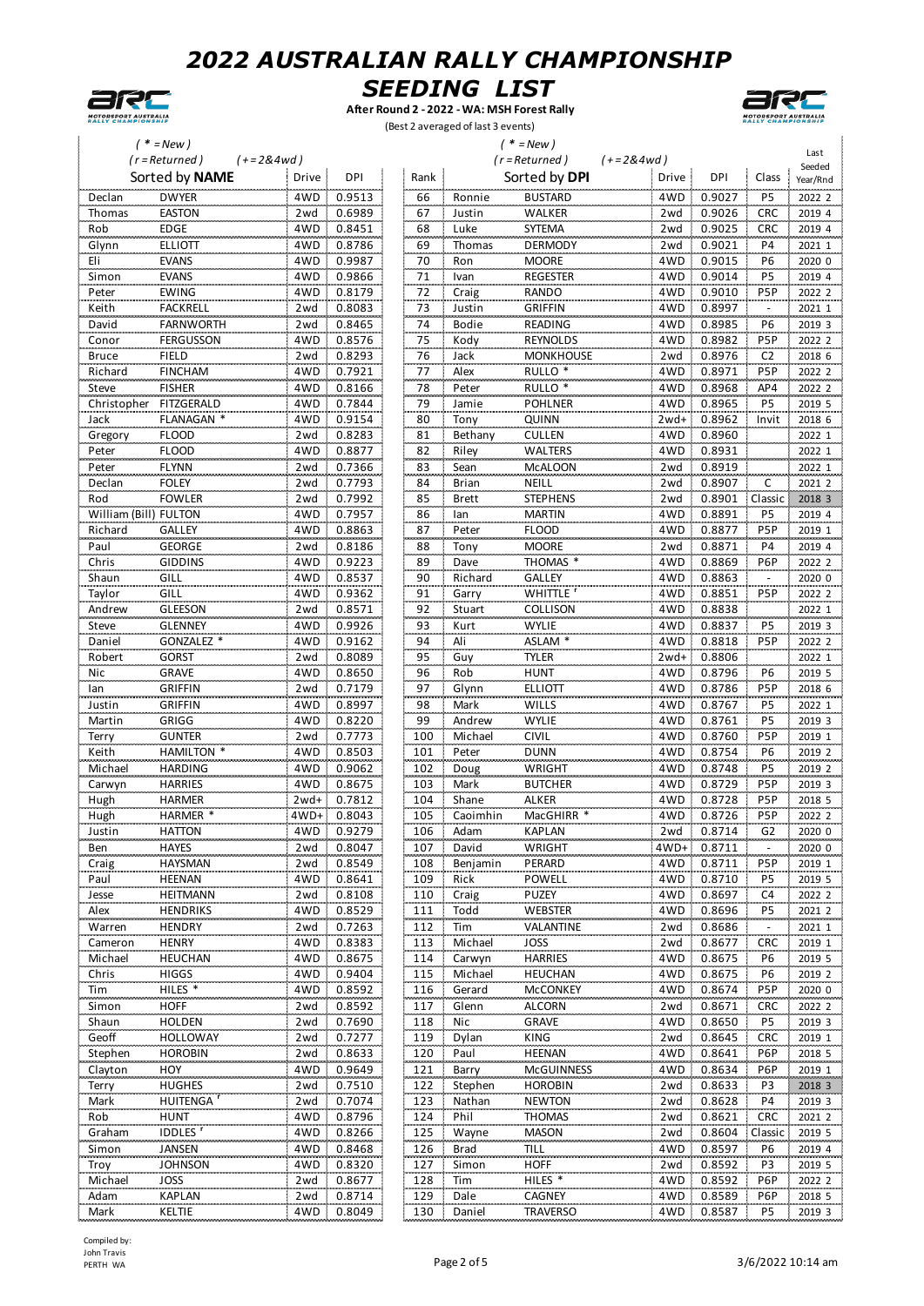# 2022 AUSTRALIAN RALLY CHAMPIONSHIP

# SEEDING LIST

**After Round 2 - 2022 - WA: MSH Forest Rally**

(Best 2 averaged of last 3 events)

( * = New ) ( r = Returned ) ( + = 2&4wd )

| Sorted by **NAME** | | Drive | DPI |
|---|---|---|---|
| Declan | DWYER | 4WD | 0.9513 |
| Thomas | EASTON | 2wd | 0.6989 |
| Rob | EDGE | 4WD | 0.8451 |
| Glynn | ELLIOTT | 4WD | 0.8786 |
| Eli | EVANS | 4WD | 0.9987 |
| Simon | EVANS | 4WD | 0.9866 |
| Peter | EWING | 4WD | 0.8179 |
| Keith | FACKRELL | 2wd | 0.8083 |
| David | FARNWORTH | 2wd | 0.8465 |
| Conor | FERGUSSON | 4WD | 0.8576 |
| Bruce | FIELD | 2wd | 0.8293 |
| Richard | FINCHAM | 4WD | 0.7921 |
| Steve | FISHER | 4WD | 0.8166 |
| Christopher | FITZGERALD | 4WD | 0.7844 |
| Jack | FLANAGAN * | 4WD | 0.9154 |
| Gregory | FLOOD | 2wd | 0.8283 |
| Peter | FLOOD | 4WD | 0.8877 |
| Peter | FLYNN | 2wd | 0.7366 |
| Declan | FOLEY | 2wd | 0.7793 |
| Rod | FOWLER | 2wd | 0.7992 |
| William (Bill) | FULTON | 4WD | 0.7957 |
| Richard | GALLEY | 4WD | 0.8863 |
| Paul | GEORGE | 2wd | 0.8186 |
| Chris | GIDDINS | 4WD | 0.9223 |
| Shaun | GILL | 4WD | 0.8537 |
| Taylor | GILL | 4WD | 0.9362 |
| Andrew | GLEESON | 2wd | 0.8571 |
| Steve | GLENNEY | 4WD | 0.9926 |
| Daniel | GONZALEZ * | 4WD | 0.9162 |
| Robert | GORST | 2wd | 0.8089 |
| Nic | GRAVE | 4WD | 0.8650 |
| Ian | GRIFFIN | 2wd | 0.7179 |
| Justin | GRIFFIN | 4WD | 0.8997 |
| Martin | GRIGG | 4WD | 0.8220 |
| Terry | GUNTER | 2wd | 0.7773 |
| Keith | HAMILTON * | 4WD | 0.8503 |
| Michael | HARDING | 4WD | 0.9062 |
| Carwyn | HARRIES | 4WD | 0.8675 |
| Hugh | HARMER | 2wd+ | 0.7812 |
| Hugh | HARMER * | 4WD+ | 0.8043 |
| Justin | HATTON | 4WD | 0.9279 |
| Ben | HAYES | 2wd | 0.8047 |
| Craig | HAYSMAN | 2wd | 0.8549 |
| Paul | HEENAN | 4WD | 0.8641 |
| Jesse | HEITMANN | 2wd | 0.8108 |
| Alex | HENDRIKS | 4WD | 0.8529 |
| Warren | HENDRY | 2wd | 0.7263 |
| Cameron | HENRY | 4WD | 0.8383 |
| Michael | HEUCHAN | 4WD | 0.8675 |
| Chris | HIGGS | 4WD | 0.9404 |
| Tim | HILES * | 4WD | 0.8592 |
| Simon | HOFF | 2wd | 0.8592 |
| Shaun | HOLDEN | 2wd | 0.7690 |
| Geoff | HOLLOWAY | 2wd | 0.7277 |
| Stephen | HOROBIN | 2wd | 0.8633 |
| Clayton | HOY | 4WD | 0.9649 |
| Terry | HUGHES | 2wd | 0.7510 |
| Mark | HUITENGA r | 2wd | 0.7074 |
| Rob | HUNT | 4WD | 0.8796 |
| Graham | IDDLES r | 4WD | 0.8266 |
| Simon | JANSEN | 4WD | 0.8468 |
| Troy | JOHNSON | 4WD | 0.8320 |
| Michael | JOSS | 2wd | 0.8677 |
| Adam | KAPLAN | 2wd | 0.8714 |
| Mark | KELTIE | 4WD | 0.8049 |

( * = New ) ( r = Returned ) ( + = 2&4wd )

| Rank | Sorted by **DPI** | | Drive | DPI | Class | Last Seeded Year/Rnd |
|---|---|---|---|---|---|---|
| 66 | Ronnie | BUSTARD | 4WD | 0.9027 | P5 | 2022 2 |
| 67 | Justin | WALKER | 2wd | 0.9026 | CRC | 2019 4 |
| 68 | Luke | SYTEMA | 2wd | 0.9025 | CRC | 2019 4 |
| 69 | Thomas | DERMODY | 2wd | 0.9021 | P4 | 2021 1 |
| 70 | Ron | MOORE | 4WD | 0.9015 | P6 | 2020 0 |
| 71 | Ivan | REGESTER | 4WD | 0.9014 | P5 | 2019 4 |
| 72 | Craig | RANDO | 4WD | 0.9010 | P5P | 2022 2 |
| 73 | Justin | GRIFFIN | 4WD | 0.8997 | - | 2021 1 |
| 74 | Bodie | READING | 4WD | 0.8985 | P6 | 2019 3 |
| 75 | Kody | REYNOLDS | 4WD | 0.8982 | P5P | 2022 2 |
| 76 | Jack | MONKHOUSE | 2wd | 0.8976 | C2 | 2018 6 |
| 77 | Alex | RULLO * | 4WD | 0.8971 | P5P | 2022 2 |
| 78 | Peter | RULLO * | 4WD | 0.8968 | AP4 | 2022 2 |
| 79 | Jamie | POHLNER | 4WD | 0.8965 | P5 | 2019 5 |
| 80 | Tony | QUINN | 2wd+ | 0.8962 | Invit | 2018 6 |
| 81 | Bethany | CULLEN | 4WD | 0.8960 | | 2022 1 |
| 82 | Riley | WALTERS | 4WD | 0.8931 | | 2022 1 |
| 83 | Sean | McALOON | 2wd | 0.8919 | | 2022 1 |
| 84 | Brian | NEILL | 2wd | 0.8907 | C | 2021 2 |
| 85 | Brett | STEPHENS | 2wd | 0.8901 | Classic | 2018 3 |
| 86 | Ian | MARTIN | 4WD | 0.8891 | P5 | 2019 4 |
| 87 | Peter | FLOOD | 4WD | 0.8877 | P5P | 2019 1 |
| 88 | Tony | MOORE | 2wd | 0.8871 | P4 | 2019 4 |
| 89 | Dave | THOMAS * | 4WD | 0.8869 | P6P | 2022 2 |
| 90 | Richard | GALLEY | 4WD | 0.8863 | - | 2020 0 |
| 91 | Garry | WHITTLE r | 4WD | 0.8851 | P5P | 2022 2 |
| 92 | Stuart | COLLISON | 4WD | 0.8838 | | 2022 1 |
| 93 | Kurt | WYLIE | 4WD | 0.8837 | P5 | 2019 3 |
| 94 | Ali | ASLAM * | 4WD | 0.8818 | P5P | 2022 2 |
| 95 | Guy | TYLER | 2wd+ | 0.8806 | | 2022 1 |
| 96 | Rob | HUNT | 4WD | 0.8796 | P6 | 2019 5 |
| 97 | Glynn | ELLIOTT | 4WD | 0.8786 | P5P | 2018 6 |
| 98 | Mark | WILLS | 4WD | 0.8767 | P5 | 2022 1 |
| 99 | Andrew | WYLIE | 4WD | 0.8761 | P5 | 2019 3 |
| 100 | Michael | CIVIL | 4WD | 0.8760 | P5P | 2019 1 |
| 101 | Peter | DUNN | 4WD | 0.8754 | P6 | 2019 2 |
| 102 | Doug | WRIGHT | 4WD | 0.8748 | P5 | 2019 2 |
| 103 | Mark | BUTCHER | 4WD | 0.8729 | P5P | 2019 3 |
| 104 | Shane | ALKER | 4WD | 0.8728 | P5P | 2018 5 |
| 105 | Caoimhin | MacGHIRR * | 4WD | 0.8726 | P5P | 2022 2 |
| 106 | Adam | KAPLAN | 2wd | 0.8714 | G2 | 2020 0 |
| 107 | David | WRIGHT | 4WD+ | 0.8711 | - | 2020 0 |
| 108 | Benjamin | PERARD | 4WD | 0.8711 | P5P | 2019 1 |
| 109 | Rick | POWELL | 4WD | 0.8710 | P5 | 2019 5 |
| 110 | Craig | PUZEY | 4WD | 0.8697 | C4 | 2022 2 |
| 111 | Todd | WEBSTER | 4WD | 0.8696 | P5 | 2021 2 |
| 112 | Tim | VALANTINE | 2wd | 0.8686 | - | 2021 1 |
| 113 | Michael | JOSS | 2wd | 0.8677 | CRC | 2019 1 |
| 114 | Carwyn | HARRIES | 4WD | 0.8675 | P6 | 2019 5 |
| 115 | Michael | HEUCHAN | 4WD | 0.8675 | P6 | 2019 2 |
| 116 | Gerard | McCONKEY | 4WD | 0.8674 | P5P | 2020 0 |
| 117 | Glenn | ALCORN | 2wd | 0.8671 | CRC | 2022 2 |
| 118 | Nic | GRAVE | 4WD | 0.8650 | P5 | 2019 3 |
| 119 | Dylan | KING | 2wd | 0.8645 | CRC | 2019 1 |
| 120 | Paul | HEENAN | 4WD | 0.8641 | P6P | 2018 5 |
| 121 | Barry | McGUINNESS | 4WD | 0.8634 | P6P | 2019 1 |
| 122 | Stephen | HOROBIN | 2wd | 0.8633 | P3 | 2018 3 |
| 123 | Nathan | NEWTON | 2wd | 0.8628 | P4 | 2019 3 |
| 124 | Phil | THOMAS | 2wd | 0.8621 | CRC | 2021 2 |
| 125 | Wayne | MASON | 2wd | 0.8604 | Classic | 2019 5 |
| 126 | Brad | TILL | 4WD | 0.8597 | P6 | 2019 4 |
| 127 | Simon | HOFF | 2wd | 0.8592 | P3 | 2019 5 |
| 128 | Tim | HILES * | 4WD | 0.8592 | P6P | 2022 2 |
| 129 | Dale | CAGNEY | 4WD | 0.8589 | P6P | 2018 5 |
| 130 | Daniel | TRAVERSO | 4WD | 0.8587 | P5 | 2019 3 |

Compiled by:
John Travis
PERTH WA

3/6/2022 10:14 am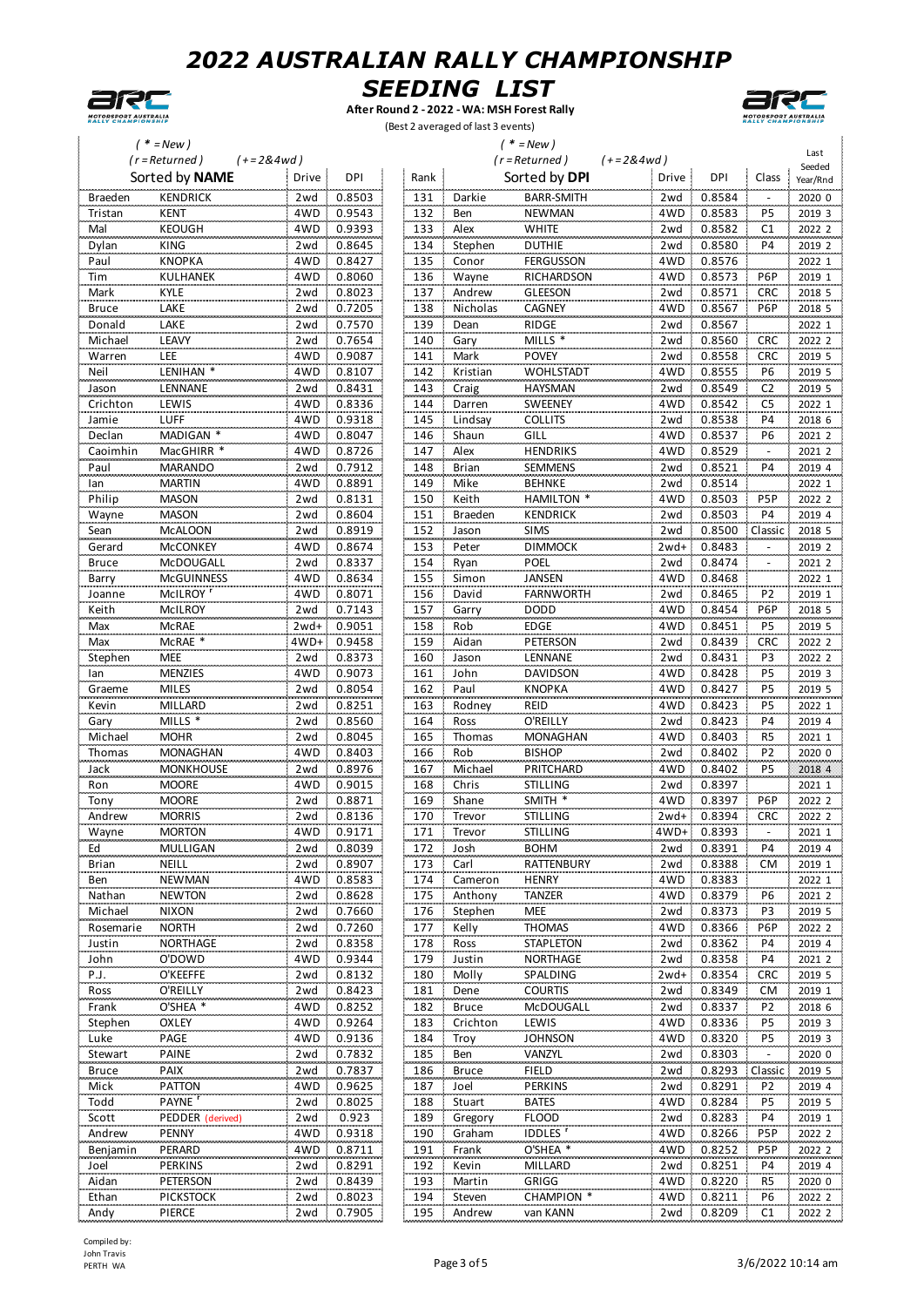# 2022 AUSTRALIAN RALLY CHAMPIONSHIP

## SEEDING LIST

**After Round 2 - 2022 - WA: MSH Forest Rally**

(Best 2 averaged of last 3 events)

( * = New )
( r = Returned ) ( + = 2&4wd )

Sorted by **NAME**

| | | Drive | DPI |
|---|---|---|---|
| Braeden | KENDRICK | 2wd | 0.8503 |
| Tristan | KENT | 4WD | 0.9543 |
| Mal | KEOUGH | 4WD | 0.9393 |
| Dylan | KING | 2wd | 0.8645 |
| Paul | KNOPKA | 4WD | 0.8427 |
| Tim | KULHANEK | 4WD | 0.8060 |
| Mark | KYLE | 2wd | 0.8023 |
| Bruce | LAKE | 2wd | 0.7205 |
| Donald | LAKE | 2wd | 0.7570 |
| Michael | LEAVY | 2wd | 0.7654 |
| Warren | LEE | 4WD | 0.9087 |
| Neil | LENIHAN * | 4WD | 0.8107 |
| Jason | LENNANE | 2wd | 0.8431 |
| Crichton | LEWIS | 4WD | 0.8336 |
| Jamie | LUFF | 4WD | 0.9318 |
| Declan | MADIGAN * | 4WD | 0.8047 |
| Caoimhin | MacGHIRR * | 4WD | 0.8726 |
| Paul | MARANDO | 2wd | 0.7912 |
| Ian | MARTIN | 4WD | 0.8891 |
| Philip | MASON | 2wd | 0.8131 |
| Wayne | MASON | 2wd | 0.8604 |
| Sean | McALOON | 2wd | 0.8919 |
| Gerard | McCONKEY | 4WD | 0.8674 |
| Bruce | McDOUGALL | 2wd | 0.8337 |
| Barry | McGUINNESS | 4WD | 0.8634 |
| Joanne | McILROY r | 4WD | 0.8071 |
| Keith | McILROY | 2wd | 0.7143 |
| Max | McRAE | 2wd+ | 0.9051 |
| Max | McRAE * | 4WD+ | 0.9458 |
| Stephen | MEE | 2wd | 0.8373 |
| Ian | MENZIES | 4WD | 0.9073 |
| Graeme | MILES | 2wd | 0.8054 |
| Kevin | MILLARD | 2wd | 0.8251 |
| Gary | MILLS * | 2wd | 0.8560 |
| Michael | MOHR | 2wd | 0.8045 |
| Thomas | MONAGHAN | 4WD | 0.8403 |
| Jack | MONKHOUSE | 2wd | 0.8976 |
| Ron | MOORE | 4WD | 0.9015 |
| Tony | MOORE | 2wd | 0.8871 |
| Andrew | MORRIS | 2wd | 0.8136 |
| Wayne | MORTON | 4WD | 0.9171 |
| Ed | MULLIGAN | 2wd | 0.8039 |
| Brian | NEILL | 2wd | 0.8907 |
| Ben | NEWMAN | 4WD | 0.8583 |
| Nathan | NEWTON | 2wd | 0.8628 |
| Michael | NIXON | 2wd | 0.7660 |
| Rosemarie | NORTH | 2wd | 0.7260 |
| Justin | NORTHAGE | 2wd | 0.8358 |
| John | O'DOWD | 4WD | 0.9344 |
| P.J. | O'KEEFFE | 2wd | 0.8132 |
| Ross | O'REILLY | 2wd | 0.8423 |
| Frank | O'SHEA * | 4WD | 0.8252 |
| Stephen | OXLEY | 4WD | 0.9264 |
| Luke | PAGE | 4WD | 0.9136 |
| Stewart | PAINE | 2wd | 0.7832 |
| Bruce | PAIX | 2wd | 0.7837 |
| Mick | PATTON | 4WD | 0.9625 |
| Todd | PAYNE r | 2wd | 0.8025 |
| Scott | PEDDER (derived) | 2wd | 0.923 |
| Andrew | PENNY | 4WD | 0.9318 |
| Benjamin | PERARD | 4WD | 0.8711 |
| Joel | PERKINS | 2wd | 0.8291 |
| Aidan | PETERSON | 2wd | 0.8439 |
| Ethan | PICKSTOCK | 2wd | 0.8023 |
| Andy | PIERCE | 2wd | 0.7905 |

( * = New )
( r = Returned ) ( + = 2&4wd )

Sorted by **DPI**

| Rank | | | Drive | DPI | Class | Last Seeded Year/Rnd |
|---|---|---|---|---|---|---|
| 131 | Darkie | BARR-SMITH | 2wd | 0.8584 | - | 2020 0 |
| 132 | Ben | NEWMAN | 4WD | 0.8583 | P5 | 2019 3 |
| 133 | Alex | WHITE | 2wd | 0.8582 | C1 | 2022 2 |
| 134 | Stephen | DUTHIE | 2wd | 0.8580 | P4 | 2019 2 |
| 135 | Conor | FERGUSSON | 4WD | 0.8576 | | 2022 1 |
| 136 | Wayne | RICHARDSON | 4WD | 0.8573 | P6P | 2019 1 |
| 137 | Andrew | GLEESON | 2wd | 0.8571 | CRC | 2018 5 |
| 138 | Nicholas | CAGNEY | 4WD | 0.8567 | P6P | 2018 5 |
| 139 | Dean | RIDGE | 2wd | 0.8567 | | 2022 1 |
| 140 | Gary | MILLS * | 2wd | 0.8560 | CRC | 2022 2 |
| 141 | Mark | POVEY | 2wd | 0.8558 | CRC | 2019 5 |
| 142 | Kristian | WOHLSTADT | 4WD | 0.8555 | P6 | 2019 5 |
| 143 | Craig | HAYSMAN | 2wd | 0.8549 | C2 | 2019 5 |
| 144 | Darren | SWEENEY | 4WD | 0.8542 | C5 | 2022 1 |
| 145 | Lindsay | COLLITS | 2wd | 0.8538 | P4 | 2018 6 |
| 146 | Shaun | GILL | 4WD | 0.8537 | P6 | 2021 2 |
| 147 | Alex | HENDRIKS | 4WD | 0.8529 | - | 2021 2 |
| 148 | Brian | SEMMENS | 2wd | 0.8521 | P4 | 2019 4 |
| 149 | Mike | BEHNKE | 2wd | 0.8514 | | 2022 1 |
| 150 | Keith | HAMILTON * | 4WD | 0.8503 | P5P | 2022 2 |
| 151 | Braeden | KENDRICK | 2wd | 0.8503 | P4 | 2019 4 |
| 152 | Jason | SIMS | 2wd | 0.8500 | Classic | 2018 5 |
| 153 | Peter | DIMMOCK | 2wd+ | 0.8483 | - | 2019 2 |
| 154 | Ryan | POEL | 2wd | 0.8474 | - | 2021 2 |
| 155 | Simon | JANSEN | 4WD | 0.8468 | | 2022 1 |
| 156 | David | FARNWORTH | 2wd | 0.8465 | P2 | 2019 1 |
| 157 | Garry | DODD | 4WD | 0.8454 | P6P | 2018 5 |
| 158 | Rob | EDGE | 4WD | 0.8451 | P5 | 2019 5 |
| 159 | Aidan | PETERSON | 2wd | 0.8439 | CRC | 2022 2 |
| 160 | Jason | LENNANE | 2wd | 0.8431 | P3 | 2022 2 |
| 161 | John | DAVIDSON | 4WD | 0.8428 | P5 | 2019 3 |
| 162 | Paul | KNOPKA | 4WD | 0.8427 | P5 | 2019 5 |
| 163 | Rodney | REID | 4WD | 0.8423 | P5 | 2022 1 |
| 164 | Ross | O'REILLY | 2wd | 0.8423 | P4 | 2019 4 |
| 165 | Thomas | MONAGHAN | 4WD | 0.8403 | R5 | 2021 1 |
| 166 | Rob | BISHOP | 2wd | 0.8402 | P2 | 2020 0 |
| 167 | Michael | PRITCHARD | 4WD | 0.8402 | P5 | 2018 4 |
| 168 | Chris | STILLING | 2wd | 0.8397 | | 2021 1 |
| 169 | Shane | SMITH * | 4WD | 0.8397 | P6P | 2022 2 |
| 170 | Trevor | STILLING | 2wd+ | 0.8394 | CRC | 2022 2 |
| 171 | Trevor | STILLING | 4WD+ | 0.8393 | - | 2021 1 |
| 172 | Josh | BOHM | 2wd | 0.8391 | P4 | 2019 4 |
| 173 | Carl | RATTENBURY | 2wd | 0.8388 | CM | 2019 1 |
| 174 | Cameron | HENRY | 4WD | 0.8383 | | 2022 1 |
| 175 | Anthony | TANZER | 4WD | 0.8379 | P6 | 2021 2 |
| 176 | Stephen | MEE | 2wd | 0.8373 | P3 | 2019 5 |
| 177 | Kelly | THOMAS | 4WD | 0.8366 | P6P | 2022 2 |
| 178 | Ross | STAPLETON | 2wd | 0.8362 | P4 | 2019 4 |
| 179 | Justin | NORTHAGE | 2wd | 0.8358 | P4 | 2021 2 |
| 180 | Molly | SPALDING | 2wd+ | 0.8354 | CRC | 2019 5 |
| 181 | Dene | COURTIS | 2wd | 0.8349 | CM | 2019 1 |
| 182 | Bruce | McDOUGALL | 2wd | 0.8337 | P2 | 2018 6 |
| 183 | Crichton | LEWIS | 4WD | 0.8336 | P5 | 2019 3 |
| 184 | Troy | JOHNSON | 4WD | 0.8320 | P5 | 2019 3 |
| 185 | Ben | VANZYL | 2wd | 0.8303 | - | 2020 0 |
| 186 | Bruce | FIELD | 2wd | 0.8293 | Classic | 2019 5 |
| 187 | Joel | PERKINS | 2wd | 0.8291 | P2 | 2019 4 |
| 188 | Stuart | BATES | 4WD | 0.8284 | P5 | 2019 5 |
| 189 | Gregory | FLOOD | 2wd | 0.8283 | P4 | 2019 1 |
| 190 | Graham | IDDLES r | 4WD | 0.8266 | P5P | 2022 2 |
| 191 | Frank | O'SHEA * | 4WD | 0.8252 | P5P | 2022 2 |
| 192 | Kevin | MILLARD | 2wd | 0.8251 | P4 | 2019 4 |
| 193 | Martin | GRIGG | 4WD | 0.8220 | R5 | 2020 0 |
| 194 | Steven | CHAMPION * | 4WD | 0.8211 | P6 | 2022 2 |
| 195 | Andrew | van KANN | 2wd | 0.8209 | C1 | 2022 2 |

Compiled by:
John Travis
PERTH WA

3/6/2022 10:14 am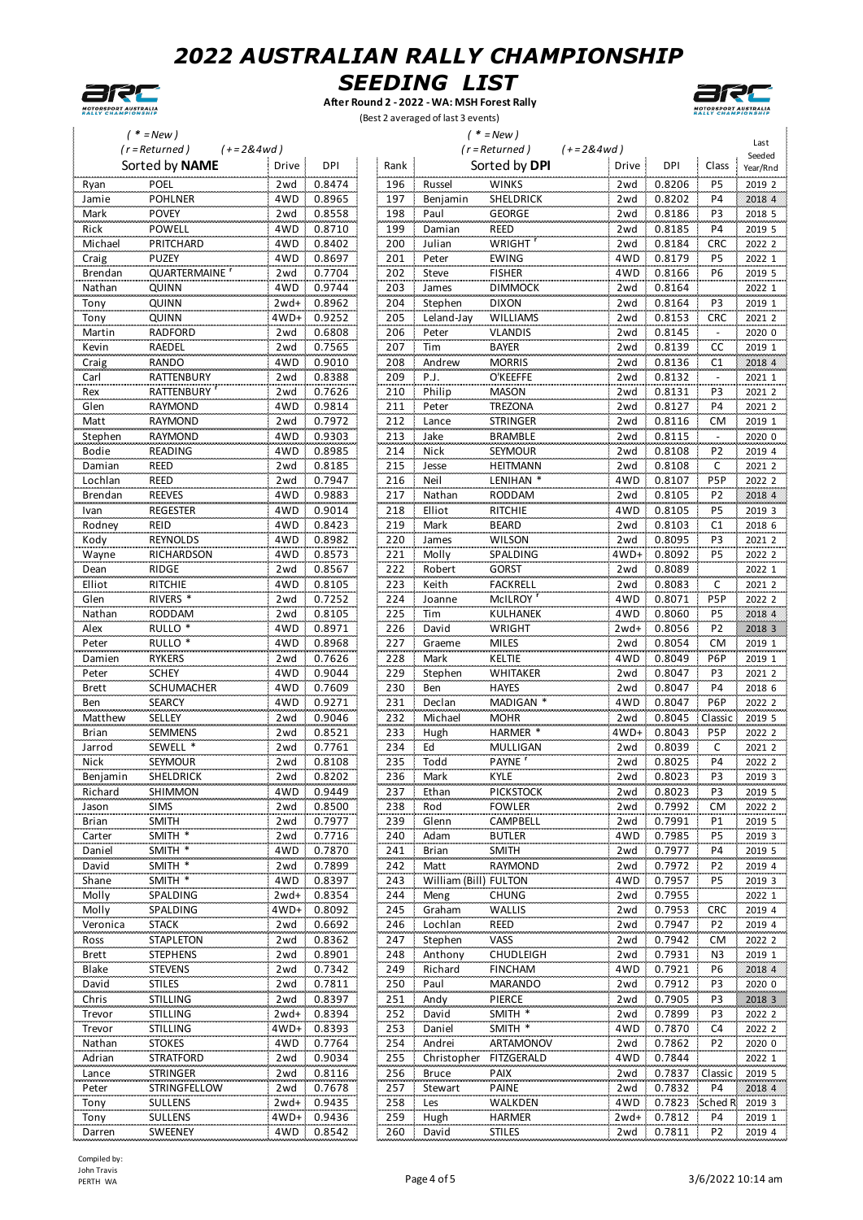# 2022 AUSTRALIAN RALLY CHAMPIONSHIP

# SEEDING LIST

**After Round 2 - 2022 - WA: MSH Forest Rally**

(Best 2 averaged of last 3 events)

( * = New )
( r = Returned ) ( + = 2&4wd )

**Sorted by NAME**

| First | Surname | Drive | DPI |
|---|---|---|---|
| Ryan | POEL | 2wd | 0.8474 |
| Jamie | POHLNER | 4WD | 0.8965 |
| Mark | POVEY | 2wd | 0.8558 |
| Rick | POWELL | 4WD | 0.8710 |
| Michael | PRITCHARD | 4WD | 0.8402 |
| Craig | PUZEY | 4WD | 0.8697 |
| Brendan | QUARTERMAINE r | 2wd | 0.7704 |
| Nathan | QUINN | 4WD | 0.9744 |
| Tony | QUINN | 2wd+ | 0.8962 |
| Tony | QUINN | 4WD+ | 0.9252 |
| Martin | RADFORD | 2wd | 0.6808 |
| Kevin | RAEDEL | 2wd | 0.7565 |
| Craig | RANDO | 4WD | 0.9010 |
| Carl | RATTENBURY | 2wd | 0.8388 |
| Rex | RATTENBURY r | 2wd | 0.7626 |
| Glen | RAYMOND | 4WD | 0.9814 |
| Matt | RAYMOND | 2wd | 0.7972 |
| Stephen | RAYMOND | 4WD | 0.9303 |
| Bodie | READING | 4WD | 0.8985 |
| Damian | REED | 2wd | 0.8185 |
| Lochlan | REED | 2wd | 0.7947 |
| Brendan | REEVES | 4WD | 0.9883 |
| Ivan | REGESTER | 4WD | 0.9014 |
| Rodney | REID | 4WD | 0.8423 |
| Kody | REYNOLDS | 4WD | 0.8982 |
| Wayne | RICHARDSON | 4WD | 0.8573 |
| Dean | RIDGE | 2wd | 0.8567 |
| Elliot | RITCHIE | 4WD | 0.8105 |
| Glen | RIVERS * | 2wd | 0.7252 |
| Nathan | RODDAM | 2wd | 0.8105 |
| Alex | RULLO * | 4WD | 0.8971 |
| Peter | RULLO * | 4WD | 0.8968 |
| Damien | RYKERS | 2wd | 0.7626 |
| Peter | SCHEY | 4WD | 0.9044 |
| Brett | SCHUMACHER | 4WD | 0.7609 |
| Ben | SEARCY | 4WD | 0.9271 |
| Matthew | SELLEY | 2wd | 0.9046 |
| Brian | SEMMENS | 2wd | 0.8521 |
| Jarrod | SEWELL * | 2wd | 0.7761 |
| Nick | SEYMOUR | 2wd | 0.8108 |
| Benjamin | SHELDRICK | 2wd | 0.8202 |
| Richard | SHIMMON | 4WD | 0.9449 |
| Jason | SIMS | 2wd | 0.8500 |
| Brian | SMITH | 2wd | 0.7977 |
| Carter | SMITH * | 2wd | 0.7716 |
| Daniel | SMITH * | 4WD | 0.7870 |
| David | SMITH * | 2wd | 0.7899 |
| Shane | SMITH * | 4WD | 0.8397 |
| Molly | SPALDING | 2wd+ | 0.8354 |
| Molly | SPALDING | 4WD+ | 0.8092 |
| Veronica | STACK | 2wd | 0.6692 |
| Ross | STAPLETON | 2wd | 0.8362 |
| Brett | STEPHENS | 2wd | 0.8901 |
| Blake | STEVENS | 2wd | 0.7342 |
| David | STILES | 2wd | 0.7811 |
| Chris | STILLING | 2wd | 0.8397 |
| Trevor | STILLING | 2wd+ | 0.8394 |
| Trevor | STILLING | 4WD+ | 0.8393 |
| Nathan | STOKES | 4WD | 0.7764 |
| Adrian | STRATFORD | 2wd | 0.9034 |
| Lance | STRINGER | 2wd | 0.8116 |
| Peter | STRINGFELLOW | 2wd | 0.7678 |
| Tony | SULLENS | 2wd+ | 0.9435 |
| Tony | SULLENS | 4WD+ | 0.9436 |
| Darren | SWEENEY | 4WD | 0.8542 |

( * = New )
( r = Returned ) ( + = 2&4wd )

**Sorted by DPI**

| Rank | First | Surname | Drive | DPI | Class | Last Seeded Year/Rnd |
|---|---|---|---|---|---|---|
| 196 | Russel | WINKS | 2wd | 0.8206 | P5 | 2019 2 |
| 197 | Benjamin | SHELDRICK | 2wd | 0.8202 | P4 | 2018 4 |
| 198 | Paul | GEORGE | 2wd | 0.8186 | P3 | 2018 5 |
| 199 | Damian | REED | 2wd | 0.8185 | P4 | 2019 5 |
| 200 | Julian | WRIGHT r | 2wd | 0.8184 | CRC | 2022 2 |
| 201 | Peter | EWING | 4WD | 0.8179 | P5 | 2022 1 |
| 202 | Steve | FISHER | 4WD | 0.8166 | P6 | 2019 5 |
| 203 | James | DIMMOCK | 2wd | 0.8164 | | 2022 1 |
| 204 | Stephen | DIXON | 2wd | 0.8164 | P3 | 2019 1 |
| 205 | Leland-Jay | WILLIAMS | 2wd | 0.8153 | CRC | 2021 2 |
| 206 | Peter | VLANDIS | 2wd | 0.8145 | - | 2020 0 |
| 207 | Tim | BAYER | 2wd | 0.8139 | CC | 2019 1 |
| 208 | Andrew | MORRIS | 2wd | 0.8136 | C1 | 2018 4 |
| 209 | P.J. | O'KEEFFE | 2wd | 0.8132 | - | 2021 1 |
| 210 | Philip | MASON | 2wd | 0.8131 | P3 | 2021 2 |
| 211 | Peter | TREZONA | 2wd | 0.8127 | P4 | 2021 2 |
| 212 | Lance | STRINGER | 2wd | 0.8116 | CM | 2019 1 |
| 213 | Jake | BRAMBLE | 2wd | 0.8115 | - | 2020 0 |
| 214 | Nick | SEYMOUR | 2wd | 0.8108 | P2 | 2019 4 |
| 215 | Jesse | HEITMANN | 2wd | 0.8108 | C | 2021 2 |
| 216 | Neil | LENIHAN * | 4WD | 0.8107 | P5P | 2022 2 |
| 217 | Nathan | RODDAM | 2wd | 0.8105 | P2 | 2018 4 |
| 218 | Elliot | RITCHIE | 4WD | 0.8105 | P5 | 2019 3 |
| 219 | Mark | BEARD | 2wd | 0.8103 | C1 | 2018 6 |
| 220 | James | WILSON | 2wd | 0.8095 | P3 | 2021 2 |
| 221 | Molly | SPALDING | 4WD+ | 0.8092 | P5 | 2022 2 |
| 222 | Robert | GORST | 2wd | 0.8089 | | 2022 1 |
| 223 | Keith | FACKRELL | 2wd | 0.8083 | C | 2021 2 |
| 224 | Joanne | McILROY r | 4WD | 0.8071 | P5P | 2022 2 |
| 225 | Tim | KULHANEK | 4WD | 0.8060 | P5 | 2018 4 |
| 226 | David | WRIGHT | 2wd+ | 0.8056 | P2 | 2018 3 |
| 227 | Graeme | MILES | 2wd | 0.8054 | CM | 2019 1 |
| 228 | Mark | KELTIE | 4WD | 0.8049 | P6P | 2019 1 |
| 229 | Stephen | WHITAKER | 2wd | 0.8047 | P3 | 2021 2 |
| 230 | Ben | HAYES | 2wd | 0.8047 | P4 | 2018 6 |
| 231 | Declan | MADIGAN * | 4WD | 0.8047 | P6P | 2022 2 |
| 232 | Michael | MOHR | 2wd | 0.8045 | Classic | 2019 5 |
| 233 | Hugh | HARMER * | 4WD+ | 0.8043 | P5P | 2022 2 |
| 234 | Ed | MULLIGAN | 2wd | 0.8039 | C | 2021 2 |
| 235 | Todd | PAYNE r | 2wd | 0.8025 | P4 | 2022 2 |
| 236 | Mark | KYLE | 2wd | 0.8023 | P3 | 2019 3 |
| 237 | Ethan | PICKSTOCK | 2wd | 0.8023 | P3 | 2019 5 |
| 238 | Rod | FOWLER | 2wd | 0.7992 | CM | 2022 2 |
| 239 | Glenn | CAMPBELL | 2wd | 0.7991 | P1 | 2019 5 |
| 240 | Adam | BUTLER | 4WD | 0.7985 | P5 | 2019 3 |
| 241 | Brian | SMITH | 2wd | 0.7977 | P4 | 2019 5 |
| 242 | Matt | RAYMOND | 2wd | 0.7972 | P2 | 2019 4 |
| 243 | William (Bill) | FULTON | 4WD | 0.7957 | P5 | 2019 3 |
| 244 | Meng | CHUNG | 2wd | 0.7955 | | 2022 1 |
| 245 | Graham | WALLIS | 2wd | 0.7953 | CRC | 2019 4 |
| 246 | Lochlan | REED | 2wd | 0.7947 | P2 | 2019 4 |
| 247 | Stephen | VASS | 2wd | 0.7942 | CM | 2022 2 |
| 248 | Anthony | CHUDLEIGH | 2wd | 0.7931 | N3 | 2019 1 |
| 249 | Richard | FINCHAM | 4WD | 0.7921 | P6 | 2018 4 |
| 250 | Paul | MARANDO | 2wd | 0.7912 | P3 | 2020 0 |
| 251 | Andy | PIERCE | 2wd | 0.7905 | P3 | 2018 3 |
| 252 | David | SMITH * | 2wd | 0.7899 | P3 | 2022 2 |
| 253 | Daniel | SMITH * | 4WD | 0.7870 | C4 | 2022 2 |
| 254 | Andrei | ARTAMONOV | 2wd | 0.7862 | P2 | 2020 0 |
| 255 | Christopher | FITZGERALD | 4WD | 0.7844 | | 2022 1 |
| 256 | Bruce | PAIX | 2wd | 0.7837 | Classic | 2019 5 |
| 257 | Stewart | PAINE | 2wd | 0.7832 | P4 | 2018 4 |
| 258 | Les | WALKDEN | 4WD | 0.7823 | Sched R | 2019 3 |
| 259 | Hugh | HARMER | 2wd+ | 0.7812 | P4 | 2019 1 |
| 260 | David | STILES | 2wd | 0.7811 | P2 | 2019 4 |

Compiled by:
John Travis
PERTH WA

3/6/2022 10:14 am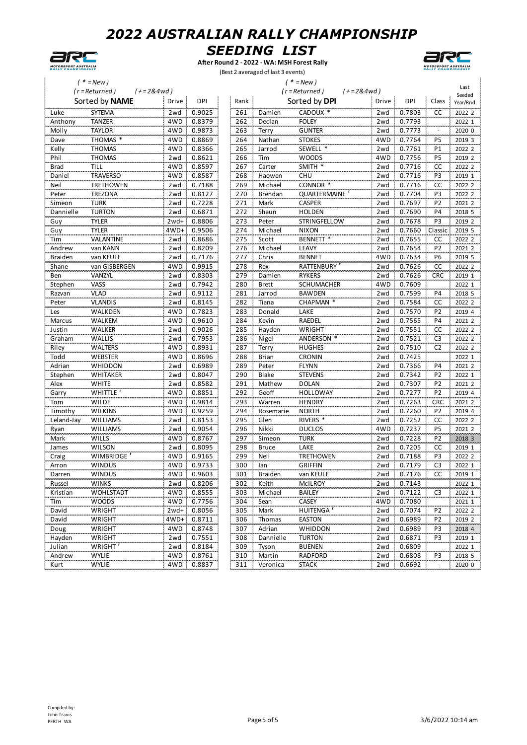# 2022 AUSTRALIAN RALLY CHAMPIONSHIP

## SEEDING LIST

**After Round 2 - 2022 - WA: MSH Forest Rally**

(Best 2 averaged of last 3 events)

( * = New ) ( r = Returned ) ( + = 2&4wd )

| Sorted by NAME | | Drive | DPI |
|---|---|---|---|
| Luke | SYTEMA | 2wd | 0.9025 |
| Anthony | TANZER | 4WD | 0.8379 |
| Molly | TAYLOR | 4WD | 0.9873 |
| Dave | THOMAS * | 4WD | 0.8869 |
| Kelly | THOMAS | 4WD | 0.8366 |
| Phil | THOMAS | 2wd | 0.8621 |
| Brad | TILL | 4WD | 0.8597 |
| Daniel | TRAVERSO | 4WD | 0.8587 |
| Neil | TRETHOWEN | 2wd | 0.7188 |
| Peter | TREZONA | 2wd | 0.8127 |
| Simeon | TURK | 2wd | 0.7228 |
| Dannielle | TURTON | 2wd | 0.6871 |
| Guy | TYLER | 2wd+ | 0.8806 |
| Guy | TYLER | 4WD+ | 0.9506 |
| Tim | VALANTINE | 2wd | 0.8686 |
| Andrew | van KANN | 2wd | 0.8209 |
| Braiden | van KEULE | 2wd | 0.7176 |
| Shane | van GISBERGEN | 4WD | 0.9915 |
| Ben | VANZYL | 2wd | 0.8303 |
| Stephen | VASS | 2wd | 0.7942 |
| Razvan | VLAD | 2wd | 0.9112 |
| Peter | VLANDIS | 2wd | 0.8145 |
| Les | WALKDEN | 4WD | 0.7823 |
| Marcus | WALKEM | 4WD | 0.9610 |
| Justin | WALKER | 2wd | 0.9026 |
| Graham | WALLIS | 2wd | 0.7953 |
| Riley | WALTERS | 4WD | 0.8931 |
| Todd | WEBSTER | 4WD | 0.8696 |
| Adrian | WHIDDON | 2wd | 0.6989 |
| Stephen | WHITAKER | 2wd | 0.8047 |
| Alex | WHITE | 2wd | 0.8582 |
| Garry | WHITTLE r | 4WD | 0.8851 |
| Tom | WILDE | 4WD | 0.9814 |
| Timothy | WILKINS | 4WD | 0.9259 |
| Leland-Jay | WILLIAMS | 2wd | 0.8153 |
| Ryan | WILLIAMS | 2wd | 0.9054 |
| Mark | WILLS | 4WD | 0.8767 |
| James | WILSON | 2wd | 0.8095 |
| Craig | WIMBRIDGE r | 4WD | 0.9165 |
| Arron | WINDUS | 4WD | 0.9733 |
| Darren | WINDUS | 4WD | 0.9603 |
| Russel | WINKS | 2wd | 0.8206 |
| Kristian | WOHLSTADT | 4WD | 0.8555 |
| Tim | WOODS | 4WD | 0.7756 |
| David | WRIGHT | 2wd+ | 0.8056 |
| David | WRIGHT | 4WD+ | 0.8711 |
| Doug | WRIGHT | 4WD | 0.8748 |
| Hayden | WRIGHT | 2wd | 0.7551 |
| Julian | WRIGHT r | 2wd | 0.8184 |
| Andrew | WYLIE | 4WD | 0.8761 |
| Kurt | WYLIE | 4WD | 0.8837 |

( * = New ) ( r = Returned ) ( + = 2&4wd )

| Rank | Sorted by DPI | | Drive | DPI | Class | Last Seeded Year/Rnd |
|---|---|---|---|---|---|---|
| 261 | Damien | CADOUX * | 2wd | 0.7803 | CC | 2022 2 |
| 262 | Declan | FOLEY | 2wd | 0.7793 | | 2022 1 |
| 263 | Terry | GUNTER | 2wd | 0.7773 | - | 2020 0 |
| 264 | Nathan | STOKES | 4WD | 0.7764 | P5 | 2019 3 |
| 265 | Jarrod | SEWELL * | 2wd | 0.7761 | P1 | 2022 2 |
| 266 | Tim | WOODS | 4WD | 0.7756 | P5 | 2019 2 |
| 267 | Carter | SMITH * | 2wd | 0.7716 | CC | 2022 2 |
| 268 | Haowen | CHU | 2wd | 0.7716 | P3 | 2019 1 |
| 269 | Michael | CONNOR * | 2wd | 0.7716 | CC | 2022 2 |
| 270 | Brendan | QUARTERMAINE r | 2wd | 0.7704 | P3 | 2022 2 |
| 271 | Mark | CASPER | 2wd | 0.7697 | P2 | 2021 2 |
| 272 | Shaun | HOLDEN | 2wd | 0.7690 | P4 | 2018 5 |
| 273 | Peter | STRINGFELLOW | 2wd | 0.7678 | P3 | 2019 2 |
| 274 | Michael | NIXON | 2wd | 0.7660 | Classic | 2019 5 |
| 275 | Scott | BENNETT * | 2wd | 0.7655 | CC | 2022 2 |
| 276 | Michael | LEAVY | 2wd | 0.7654 | P2 | 2021 2 |
| 277 | Chris | BENNET | 4WD | 0.7634 | P6 | 2019 5 |
| 278 | Rex | RATTENBURY r | 2wd | 0.7626 | CC | 2022 2 |
| 279 | Damien | RYKERS | 2wd | 0.7626 | CRC | 2019 1 |
| 280 | Brett | SCHUMACHER | 4WD | 0.7609 | | 2022 1 |
| 281 | Jarrod | BAWDEN | 2wd | 0.7599 | P4 | 2018 5 |
| 282 | Tiana | CHAPMAN * | 2wd | 0.7584 | CC | 2022 2 |
| 283 | Donald | LAKE | 2wd | 0.7570 | P2 | 2019 4 |
| 284 | Kevin | RAEDEL | 2wd | 0.7565 | P4 | 2021 2 |
| 285 | Hayden | WRIGHT | 2wd | 0.7551 | CC | 2022 2 |
| 286 | Nigel | ANDERSON * | 2wd | 0.7521 | C3 | 2022 2 |
| 287 | Terry | HUGHES | 2wd | 0.7510 | C2 | 2022 2 |
| 288 | Brian | CRONIN | 2wd | 0.7425 | | 2022 1 |
| 289 | Peter | FLYNN | 2wd | 0.7366 | P4 | 2021 2 |
| 290 | Blake | STEVENS | 2wd | 0.7342 | P2 | 2022 1 |
| 291 | Mathew | DOLAN | 2wd | 0.7307 | P2 | 2021 2 |
| 292 | Geoff | HOLLOWAY | 2wd | 0.7277 | P2 | 2019 4 |
| 293 | Warren | HENDRY | 2wd | 0.7263 | CRC | 2021 2 |
| 294 | Rosemarie | NORTH | 2wd | 0.7260 | P2 | 2019 4 |
| 295 | Glen | RIVERS * | 2wd | 0.7252 | CC | 2022 2 |
| 296 | Nikki | DUCLOS | 4WD | 0.7237 | P5 | 2021 2 |
| 297 | Simeon | TURK | 2wd | 0.7228 | P2 | 2018 3 |
| 298 | Bruce | LAKE | 2wd | 0.7205 | CC | 2019 1 |
| 299 | Neil | TRETHOWEN | 2wd | 0.7188 | P3 | 2022 2 |
| 300 | Ian | GRIFFIN | 2wd | 0.7179 | C3 | 2022 1 |
| 301 | Braiden | van KEULE | 2wd | 0.7176 | CC | 2019 1 |
| 302 | Keith | McILROY | 2wd | 0.7143 | | 2022 1 |
| 303 | Michael | BAILEY | 2wd | 0.7122 | C3 | 2022 1 |
| 304 | Sean | CASEY | 4WD | 0.7080 | | 2021 1 |
| 305 | Mark | HUITENGA r | 2wd | 0.7074 | P2 | 2022 2 |
| 306 | Thomas | EASTON | 2wd | 0.6989 | P2 | 2019 2 |
| 307 | Adrian | WHIDDON | 2wd | 0.6989 | P3 | 2018 4 |
| 308 | Dannielle | TURTON | 2wd | 0.6871 | P3 | 2019 1 |
| 309 | Tyson | BUENEN | 2wd | 0.6809 | | 2022 1 |
| 310 | Martin | RADFORD | 2wd | 0.6808 | P3 | 2018 5 |
| 311 | Veronica | STACK | 2wd | 0.6692 | - | 2020 0 |

Compiled by:
John Travis
PERTH WA

3/6/2022 10:14 am